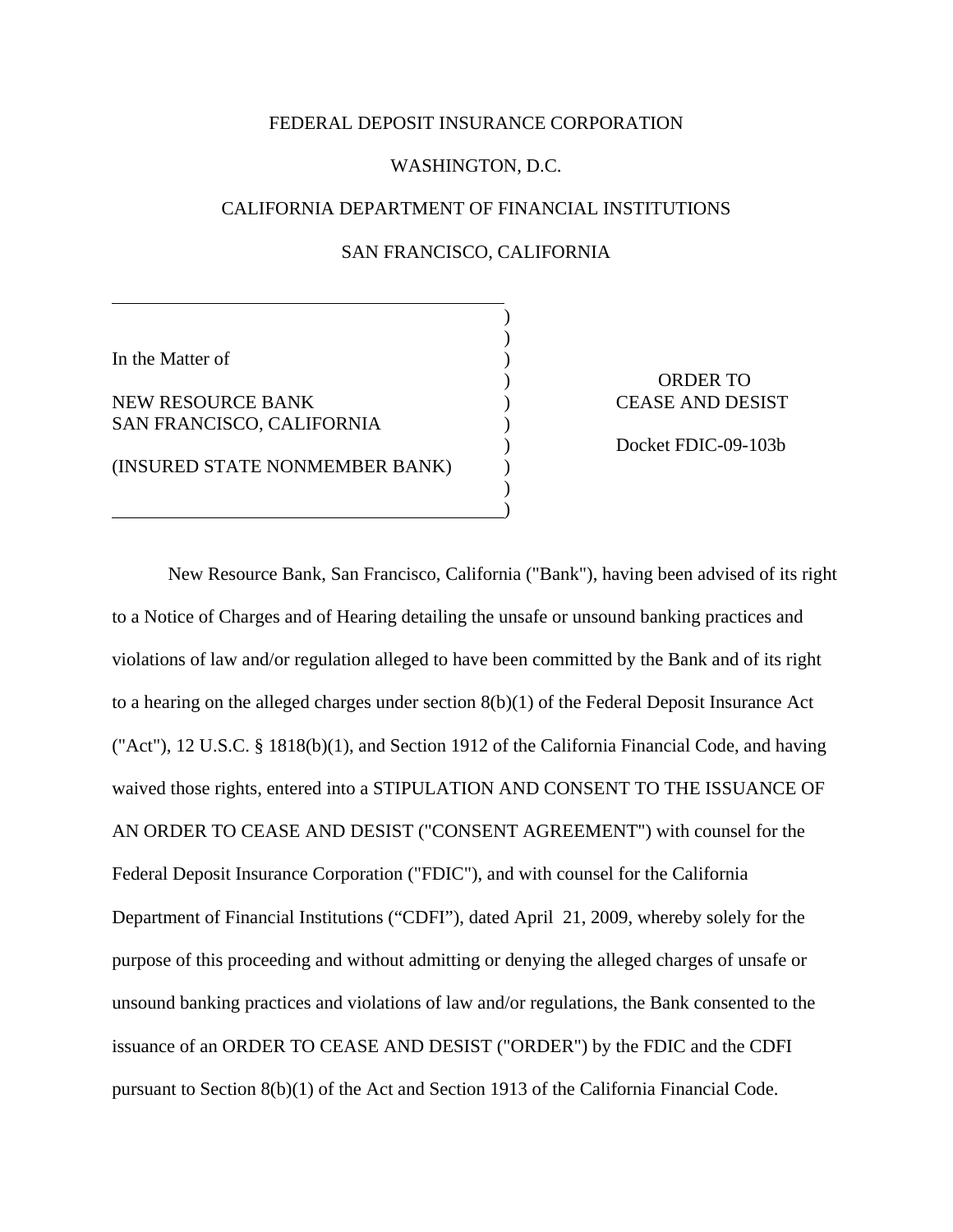FEDERAL DEPOSIT INSURANCE CORPORATION

WASHINGTON, D.C.

CALIFORNIA DEPARTMENT OF FINANCIAL INSTITUTIONS

SAN FRANCISCO, CALIFORNIA

In the Matter of

NEW RESOURCE BANK
SAN FRANCISCO, CALIFORNIA

(INSURED STATE NONMEMBER BANK)

ORDER TO
CEASE AND DESIST

Docket FDIC-09-103b

New Resource Bank, San Francisco, California ("Bank"), having been advised of its right to a Notice of Charges and of Hearing detailing the unsafe or unsound banking practices and violations of law and/or regulation alleged to have been committed by the Bank and of its right to a hearing on the alleged charges under section 8(b)(1) of the Federal Deposit Insurance Act ("Act"), 12 U.S.C. § 1818(b)(1), and Section 1912 of the California Financial Code, and having waived those rights, entered into a STIPULATION AND CONSENT TO THE ISSUANCE OF AN ORDER TO CEASE AND DESIST ("CONSENT AGREEMENT") with counsel for the Federal Deposit Insurance Corporation ("FDIC"), and with counsel for the California Department of Financial Institutions ("CDFI"), dated April 21, 2009, whereby solely for the purpose of this proceeding and without admitting or denying the alleged charges of unsafe or unsound banking practices and violations of law and/or regulations, the Bank consented to the issuance of an ORDER TO CEASE AND DESIST ("ORDER") by the FDIC and the CDFI pursuant to Section 8(b)(1) of the Act and Section 1913 of the California Financial Code.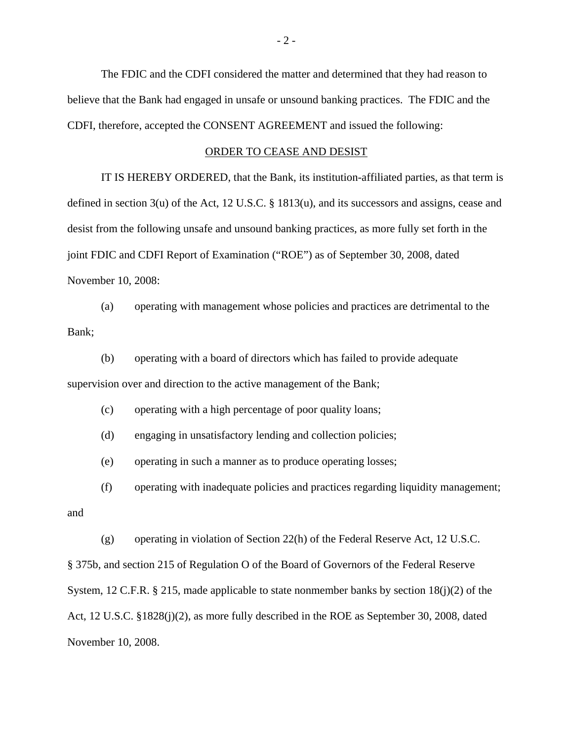The FDIC and the CDFI considered the matter and determined that they had reason to believe that the Bank had engaged in unsafe or unsound banking practices. The FDIC and the CDFI, therefore, accepted the CONSENT AGREEMENT and issued the following:

## ORDER TO CEASE AND DESIST

IT IS HEREBY ORDERED, that the Bank, its institution-affiliated parties, as that term is defined in section 3(u) of the Act, 12 U.S.C. § 1813(u), and its successors and assigns, cease and desist from the following unsafe and unsound banking practices, as more fully set forth in the joint FDIC and CDFI Report of Examination ("ROE") as of September 30, 2008, dated November 10, 2008:

(a) operating with management whose policies and practices are detrimental to the Bank;

(b) operating with a board of directors which has failed to provide adequate supervision over and direction to the active management of the Bank;

(c) operating with a high percentage of poor quality loans;

(d) engaging in unsatisfactory lending and collection policies;

(e) operating in such a manner as to produce operating losses;

(f) operating with inadequate policies and practices regarding liquidity management; and

(g) operating in violation of Section 22(h) of the Federal Reserve Act, 12 U.S.C. § 375b, and section 215 of Regulation O of the Board of Governors of the Federal Reserve System, 12 C.F.R. § 215, made applicable to state nonmember banks by section 18(j)(2) of the Act, 12 U.S.C. §1828(j)(2), as more fully described in the ROE as September 30, 2008, dated November 10, 2008.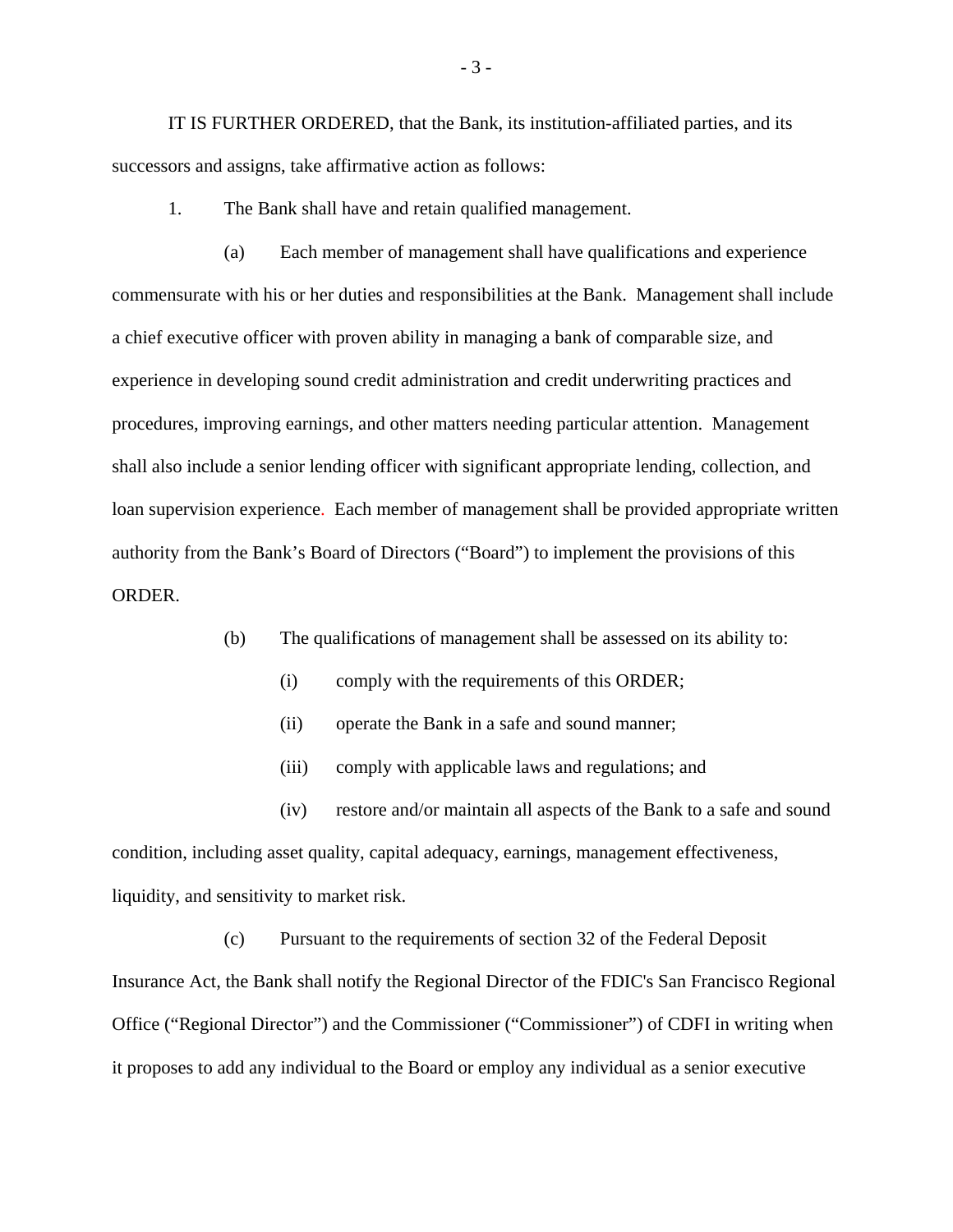IT IS FURTHER ORDERED, that the Bank, its institution-affiliated parties, and its successors and assigns, take affirmative action as follows:

1. The Bank shall have and retain qualified management.

(a) Each member of management shall have qualifications and experience commensurate with his or her duties and responsibilities at the Bank. Management shall include a chief executive officer with proven ability in managing a bank of comparable size, and experience in developing sound credit administration and credit underwriting practices and procedures, improving earnings, and other matters needing particular attention. Management shall also include a senior lending officer with significant appropriate lending, collection, and loan supervision experience. Each member of management shall be provided appropriate written authority from the Bank's Board of Directors ("Board") to implement the provisions of this ORDER.

(b) The qualifications of management shall be assessed on its ability to:

(i) comply with the requirements of this ORDER;

(ii) operate the Bank in a safe and sound manner;

(iii) comply with applicable laws and regulations; and

(iv) restore and/or maintain all aspects of the Bank to a safe and sound condition, including asset quality, capital adequacy, earnings, management effectiveness, liquidity, and sensitivity to market risk.

(c) Pursuant to the requirements of section 32 of the Federal Deposit Insurance Act, the Bank shall notify the Regional Director of the FDIC's San Francisco Regional Office ("Regional Director") and the Commissioner ("Commissioner") of CDFI in writing when it proposes to add any individual to the Board or employ any individual as a senior executive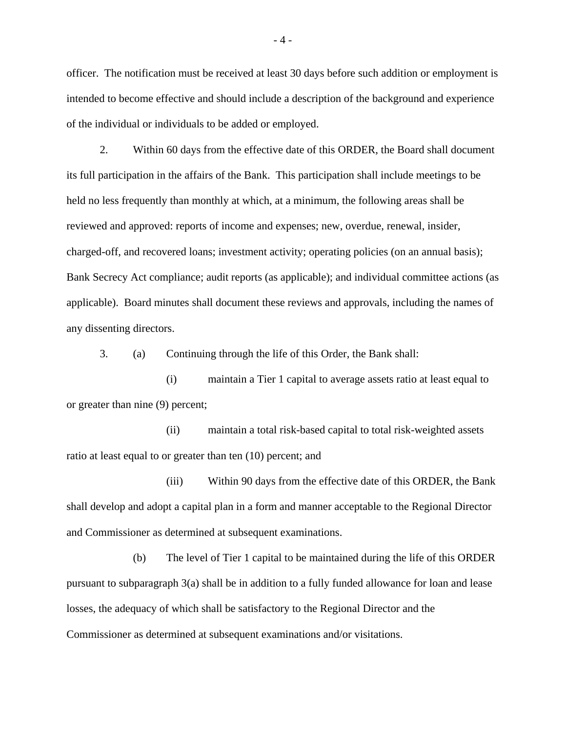officer. The notification must be received at least 30 days before such addition or employment is intended to become effective and should include a description of the background and experience of the individual or individuals to be added or employed.

2. Within 60 days from the effective date of this ORDER, the Board shall document its full participation in the affairs of the Bank. This participation shall include meetings to be held no less frequently than monthly at which, at a minimum, the following areas shall be reviewed and approved: reports of income and expenses; new, overdue, renewal, insider, charged-off, and recovered loans; investment activity; operating policies (on an annual basis); Bank Secrecy Act compliance; audit reports (as applicable); and individual committee actions (as applicable). Board minutes shall document these reviews and approvals, including the names of any dissenting directors.

3. (a) Continuing through the life of this Order, the Bank shall:

(i) maintain a Tier 1 capital to average assets ratio at least equal to or greater than nine (9) percent;

(ii) maintain a total risk-based capital to total risk-weighted assets ratio at least equal to or greater than ten (10) percent; and

(iii) Within 90 days from the effective date of this ORDER, the Bank shall develop and adopt a capital plan in a form and manner acceptable to the Regional Director and Commissioner as determined at subsequent examinations.

(b) The level of Tier 1 capital to be maintained during the life of this ORDER pursuant to subparagraph 3(a) shall be in addition to a fully funded allowance for loan and lease losses, the adequacy of which shall be satisfactory to the Regional Director and the Commissioner as determined at subsequent examinations and/or visitations.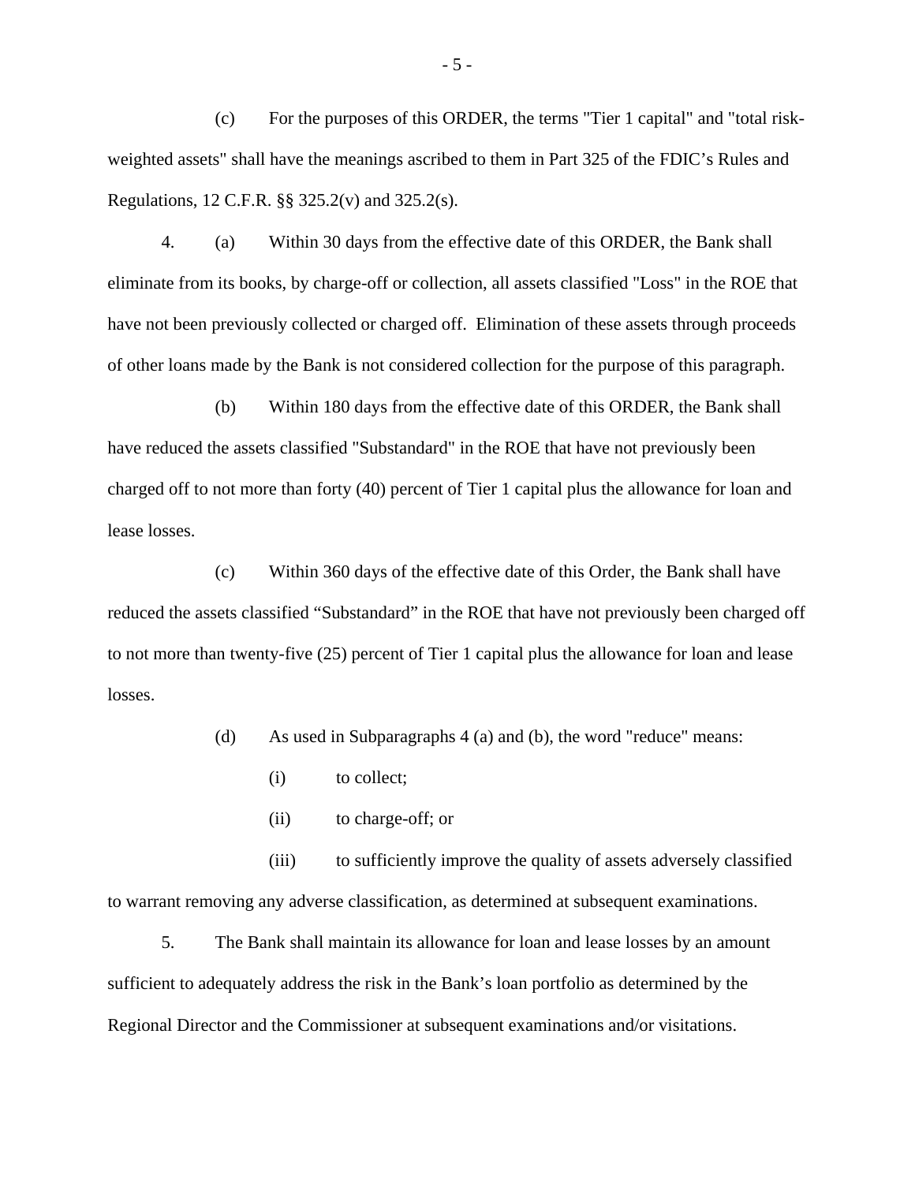(c) For the purposes of this ORDER, the terms "Tier 1 capital" and "total risk-weighted assets" shall have the meanings ascribed to them in Part 325 of the FDIC's Rules and Regulations, 12 C.F.R. §§ 325.2(v) and 325.2(s).

4. (a) Within 30 days from the effective date of this ORDER, the Bank shall eliminate from its books, by charge-off or collection, all assets classified "Loss" in the ROE that have not been previously collected or charged off. Elimination of these assets through proceeds of other loans made by the Bank is not considered collection for the purpose of this paragraph.

(b) Within 180 days from the effective date of this ORDER, the Bank shall have reduced the assets classified "Substandard" in the ROE that have not previously been charged off to not more than forty (40) percent of Tier 1 capital plus the allowance for loan and lease losses.

(c) Within 360 days of the effective date of this Order, the Bank shall have reduced the assets classified "Substandard" in the ROE that have not previously been charged off to not more than twenty-five (25) percent of Tier 1 capital plus the allowance for loan and lease losses.

(d) As used in Subparagraphs 4 (a) and (b), the word "reduce" means:

(i) to collect;

(ii) to charge-off; or

(iii) to sufficiently improve the quality of assets adversely classified to warrant removing any adverse classification, as determined at subsequent examinations.

5. The Bank shall maintain its allowance for loan and lease losses by an amount sufficient to adequately address the risk in the Bank's loan portfolio as determined by the Regional Director and the Commissioner at subsequent examinations and/or visitations.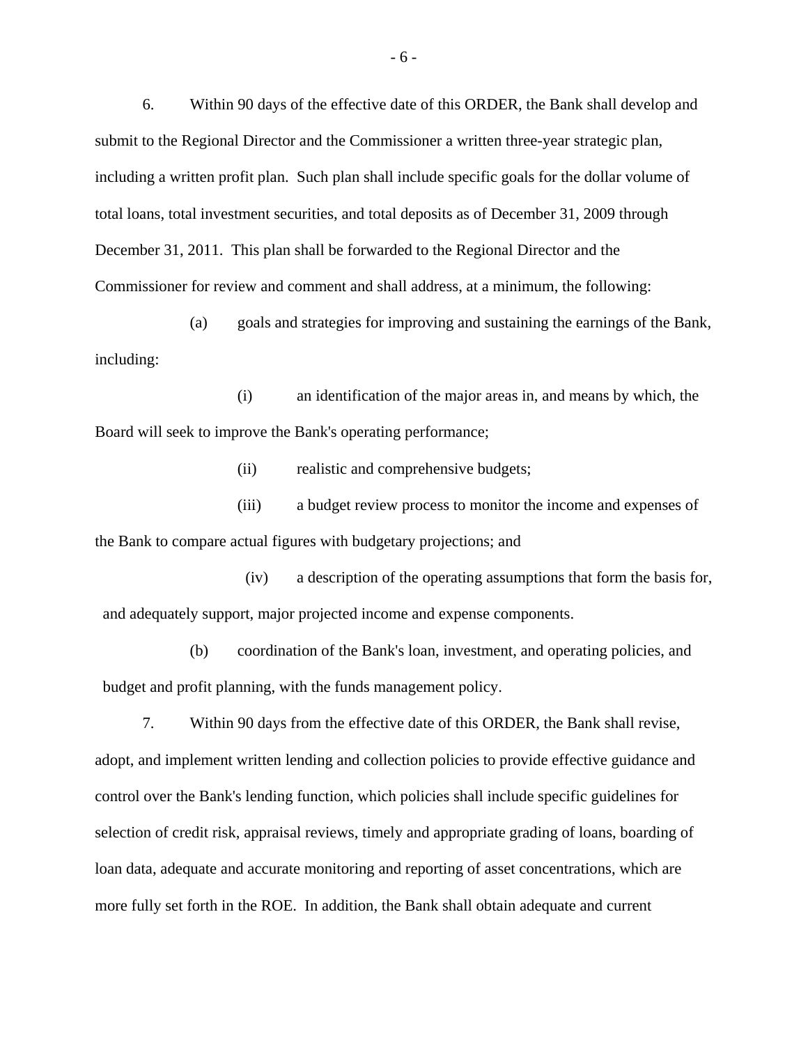6. Within 90 days of the effective date of this ORDER, the Bank shall develop and submit to the Regional Director and the Commissioner a written three-year strategic plan, including a written profit plan. Such plan shall include specific goals for the dollar volume of total loans, total investment securities, and total deposits as of December 31, 2009 through December 31, 2011. This plan shall be forwarded to the Regional Director and the Commissioner for review and comment and shall address, at a minimum, the following:

(a) goals and strategies for improving and sustaining the earnings of the Bank, including:

(i) an identification of the major areas in, and means by which, the Board will seek to improve the Bank's operating performance;

(ii) realistic and comprehensive budgets;

(iii) a budget review process to monitor the income and expenses of the Bank to compare actual figures with budgetary projections; and

(iv) a description of the operating assumptions that form the basis for, and adequately support, major projected income and expense components.

(b) coordination of the Bank's loan, investment, and operating policies, and budget and profit planning, with the funds management policy.

7. Within 90 days from the effective date of this ORDER, the Bank shall revise, adopt, and implement written lending and collection policies to provide effective guidance and control over the Bank's lending function, which policies shall include specific guidelines for selection of credit risk, appraisal reviews, timely and appropriate grading of loans, boarding of loan data, adequate and accurate monitoring and reporting of asset concentrations, which are more fully set forth in the ROE. In addition, the Bank shall obtain adequate and current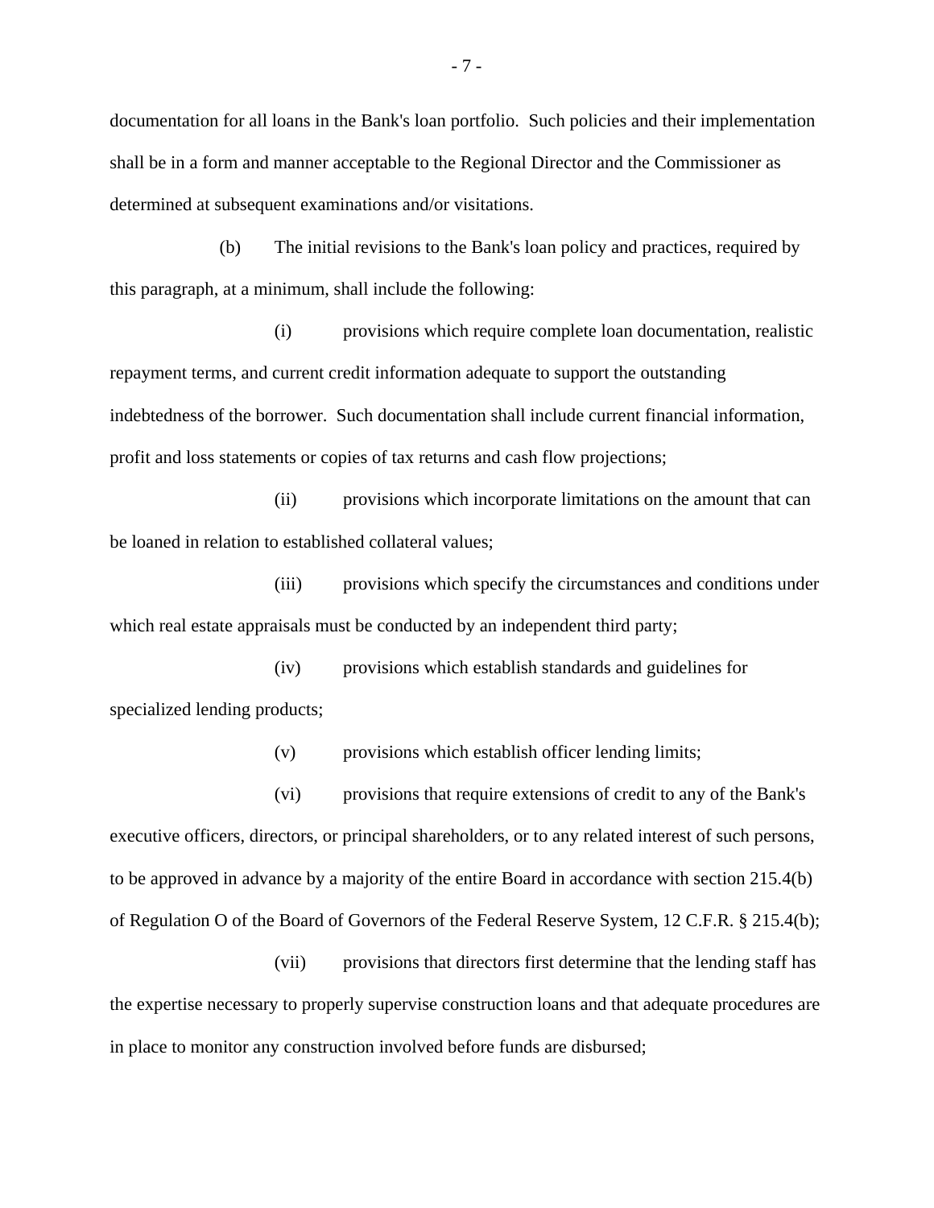documentation for all loans in the Bank's loan portfolio. Such policies and their implementation shall be in a form and manner acceptable to the Regional Director and the Commissioner as determined at subsequent examinations and/or visitations.

(b) The initial revisions to the Bank's loan policy and practices, required by this paragraph, at a minimum, shall include the following:

(i) provisions which require complete loan documentation, realistic repayment terms, and current credit information adequate to support the outstanding indebtedness of the borrower. Such documentation shall include current financial information, profit and loss statements or copies of tax returns and cash flow projections;

(ii) provisions which incorporate limitations on the amount that can be loaned in relation to established collateral values;

(iii) provisions which specify the circumstances and conditions under which real estate appraisals must be conducted by an independent third party;

(iv) provisions which establish standards and guidelines for specialized lending products;

(v) provisions which establish officer lending limits;

(vi) provisions that require extensions of credit to any of the Bank's executive officers, directors, or principal shareholders, or to any related interest of such persons, to be approved in advance by a majority of the entire Board in accordance with section 215.4(b) of Regulation O of the Board of Governors of the Federal Reserve System, 12 C.F.R. § 215.4(b);

(vii) provisions that directors first determine that the lending staff has the expertise necessary to properly supervise construction loans and that adequate procedures are in place to monitor any construction involved before funds are disbursed;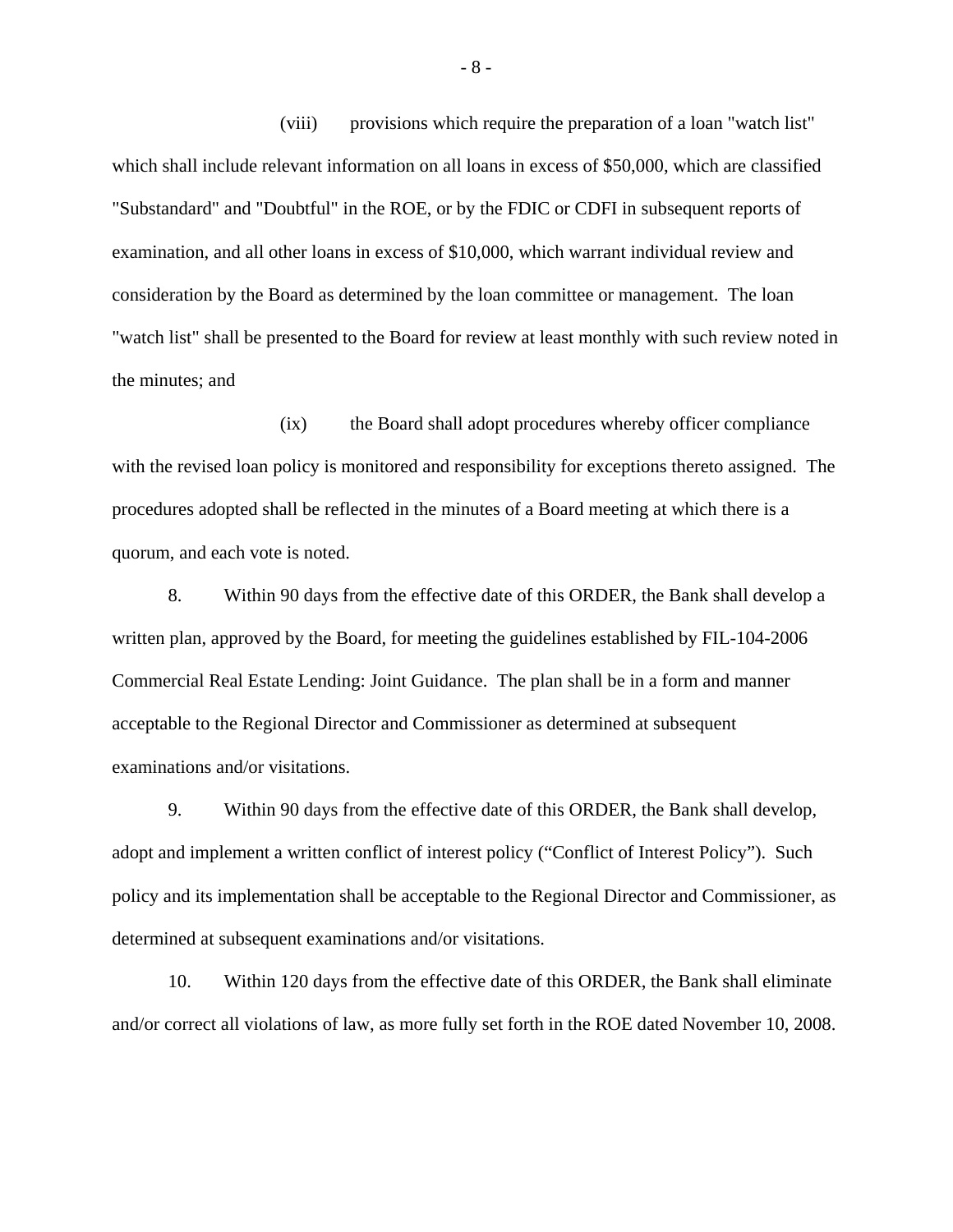(viii) provisions which require the preparation of a loan "watch list" which shall include relevant information on all loans in excess of $50,000, which are classified "Substandard" and "Doubtful" in the ROE, or by the FDIC or CDFI in subsequent reports of examination, and all other loans in excess of $10,000, which warrant individual review and consideration by the Board as determined by the loan committee or management. The loan "watch list" shall be presented to the Board for review at least monthly with such review noted in the minutes; and

(ix) the Board shall adopt procedures whereby officer compliance with the revised loan policy is monitored and responsibility for exceptions thereto assigned. The procedures adopted shall be reflected in the minutes of a Board meeting at which there is a quorum, and each vote is noted.

8. Within 90 days from the effective date of this ORDER, the Bank shall develop a written plan, approved by the Board, for meeting the guidelines established by FIL-104-2006 Commercial Real Estate Lending: Joint Guidance. The plan shall be in a form and manner acceptable to the Regional Director and Commissioner as determined at subsequent examinations and/or visitations.

9. Within 90 days from the effective date of this ORDER, the Bank shall develop, adopt and implement a written conflict of interest policy ("Conflict of Interest Policy"). Such policy and its implementation shall be acceptable to the Regional Director and Commissioner, as determined at subsequent examinations and/or visitations.

10. Within 120 days from the effective date of this ORDER, the Bank shall eliminate and/or correct all violations of law, as more fully set forth in the ROE dated November 10, 2008.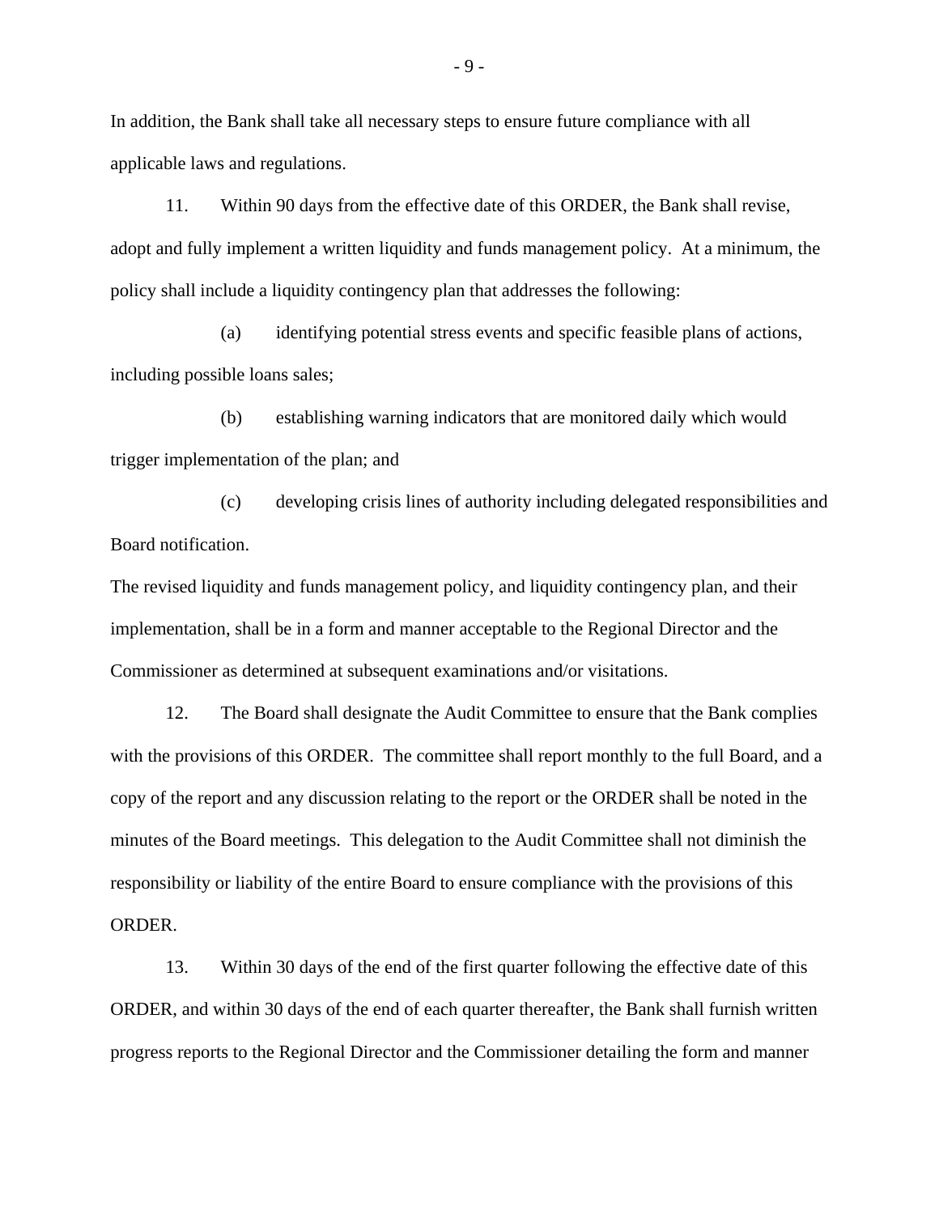In addition, the Bank shall take all necessary steps to ensure future compliance with all applicable laws and regulations.

11. Within 90 days from the effective date of this ORDER, the Bank shall revise, adopt and fully implement a written liquidity and funds management policy. At a minimum, the policy shall include a liquidity contingency plan that addresses the following:

(a) identifying potential stress events and specific feasible plans of actions, including possible loans sales;

(b) establishing warning indicators that are monitored daily which would trigger implementation of the plan; and

(c) developing crisis lines of authority including delegated responsibilities and Board notification.

The revised liquidity and funds management policy, and liquidity contingency plan, and their implementation, shall be in a form and manner acceptable to the Regional Director and the Commissioner as determined at subsequent examinations and/or visitations.

12. The Board shall designate the Audit Committee to ensure that the Bank complies with the provisions of this ORDER. The committee shall report monthly to the full Board, and a copy of the report and any discussion relating to the report or the ORDER shall be noted in the minutes of the Board meetings. This delegation to the Audit Committee shall not diminish the responsibility or liability of the entire Board to ensure compliance with the provisions of this ORDER.

13. Within 30 days of the end of the first quarter following the effective date of this ORDER, and within 30 days of the end of each quarter thereafter, the Bank shall furnish written progress reports to the Regional Director and the Commissioner detailing the form and manner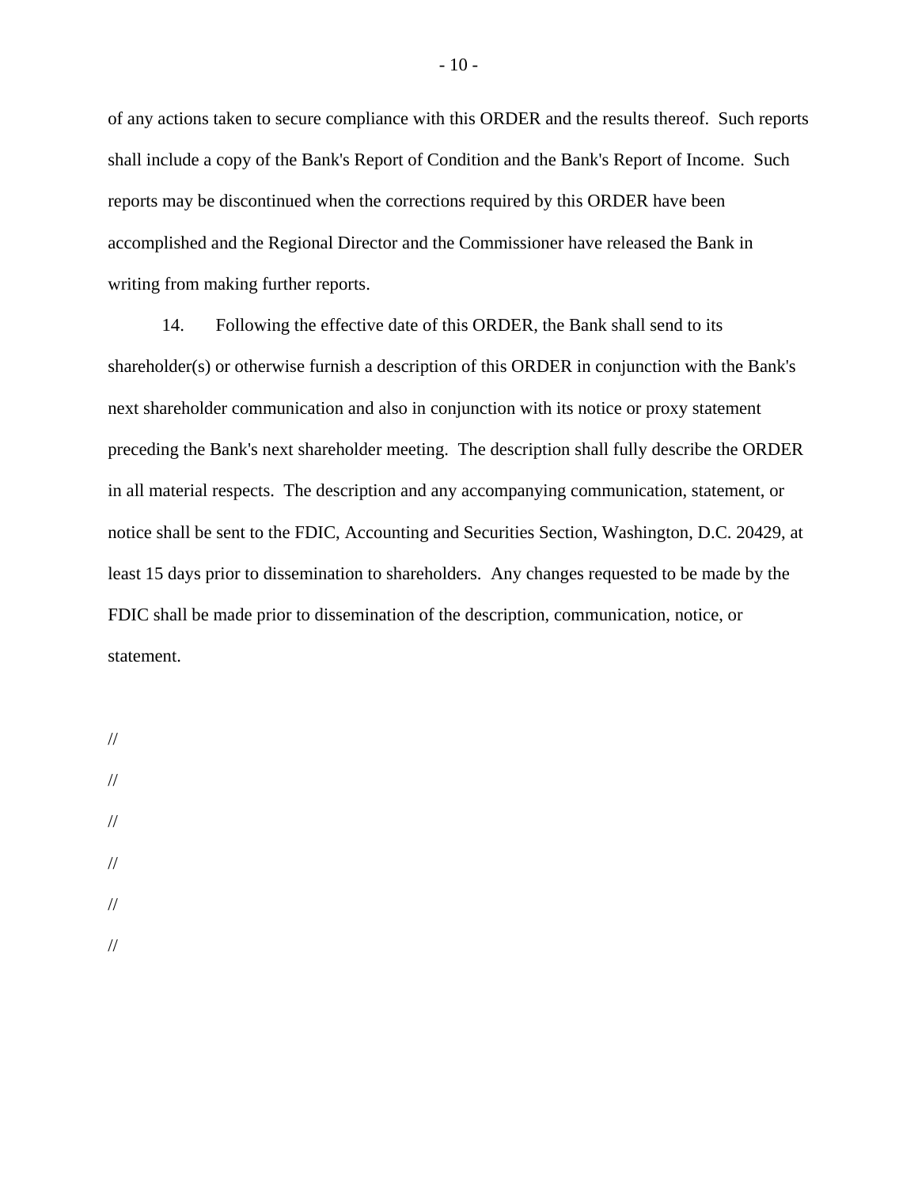of any actions taken to secure compliance with this ORDER and the results thereof. Such reports shall include a copy of the Bank's Report of Condition and the Bank's Report of Income. Such reports may be discontinued when the corrections required by this ORDER have been accomplished and the Regional Director and the Commissioner have released the Bank in writing from making further reports.

14. Following the effective date of this ORDER, the Bank shall send to its shareholder(s) or otherwise furnish a description of this ORDER in conjunction with the Bank's next shareholder communication and also in conjunction with its notice or proxy statement preceding the Bank's next shareholder meeting. The description shall fully describe the ORDER in all material respects. The description and any accompanying communication, statement, or notice shall be sent to the FDIC, Accounting and Securities Section, Washington, D.C. 20429, at least 15 days prior to dissemination to shareholders. Any changes requested to be made by the FDIC shall be made prior to dissemination of the description, communication, notice, or statement.

//

//

//

//

//

//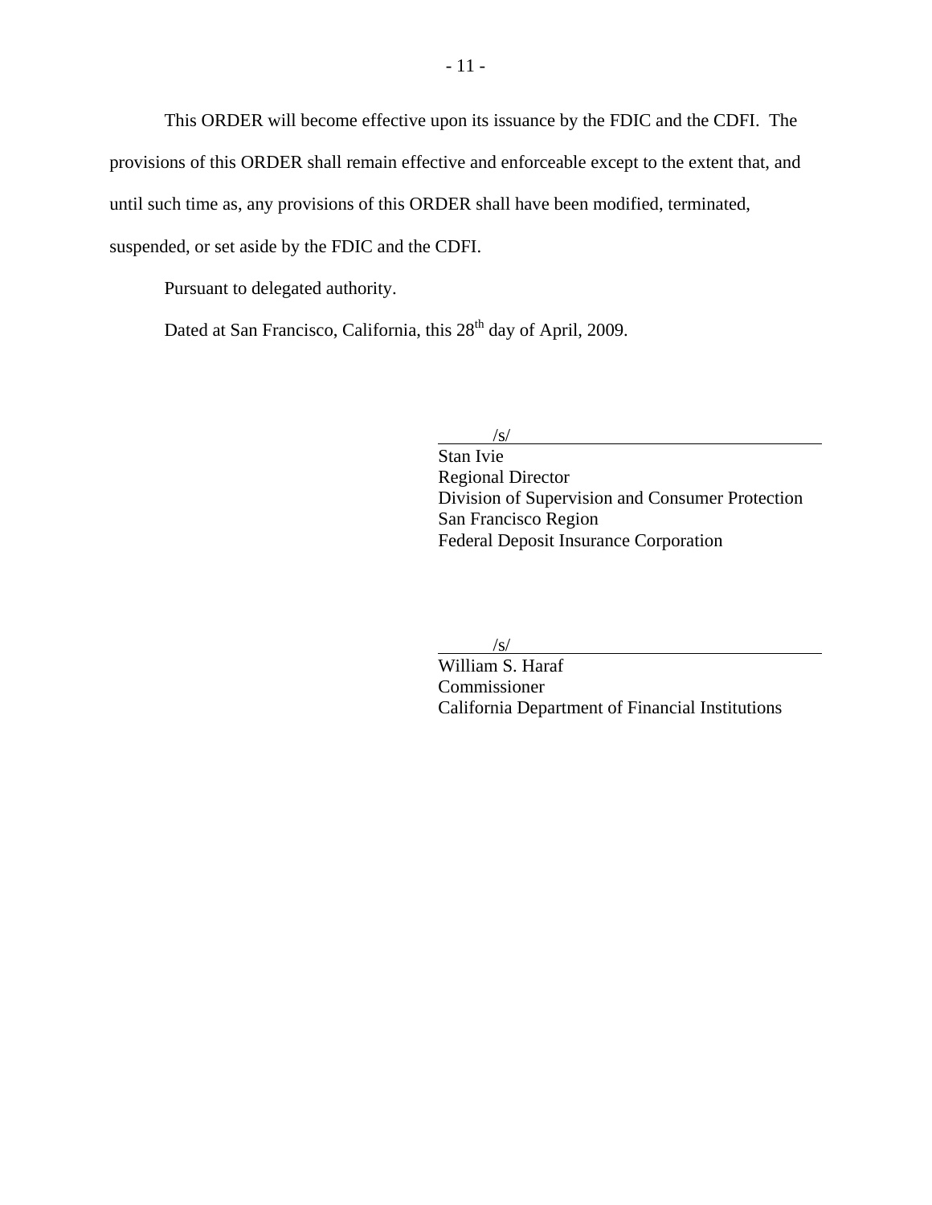This ORDER will become effective upon its issuance by the FDIC and the CDFI. The provisions of this ORDER shall remain effective and enforceable except to the extent that, and until such time as, any provisions of this ORDER shall have been modified, terminated, suspended, or set aside by the FDIC and the CDFI.

Pursuant to delegated authority.

Dated at San Francisco, California, this 28th day of April, 2009.

/s/

Stan Ivie
Regional Director
Division of Supervision and Consumer Protection
San Francisco Region
Federal Deposit Insurance Corporation

/s/

William S. Haraf
Commissioner
California Department of Financial Institutions